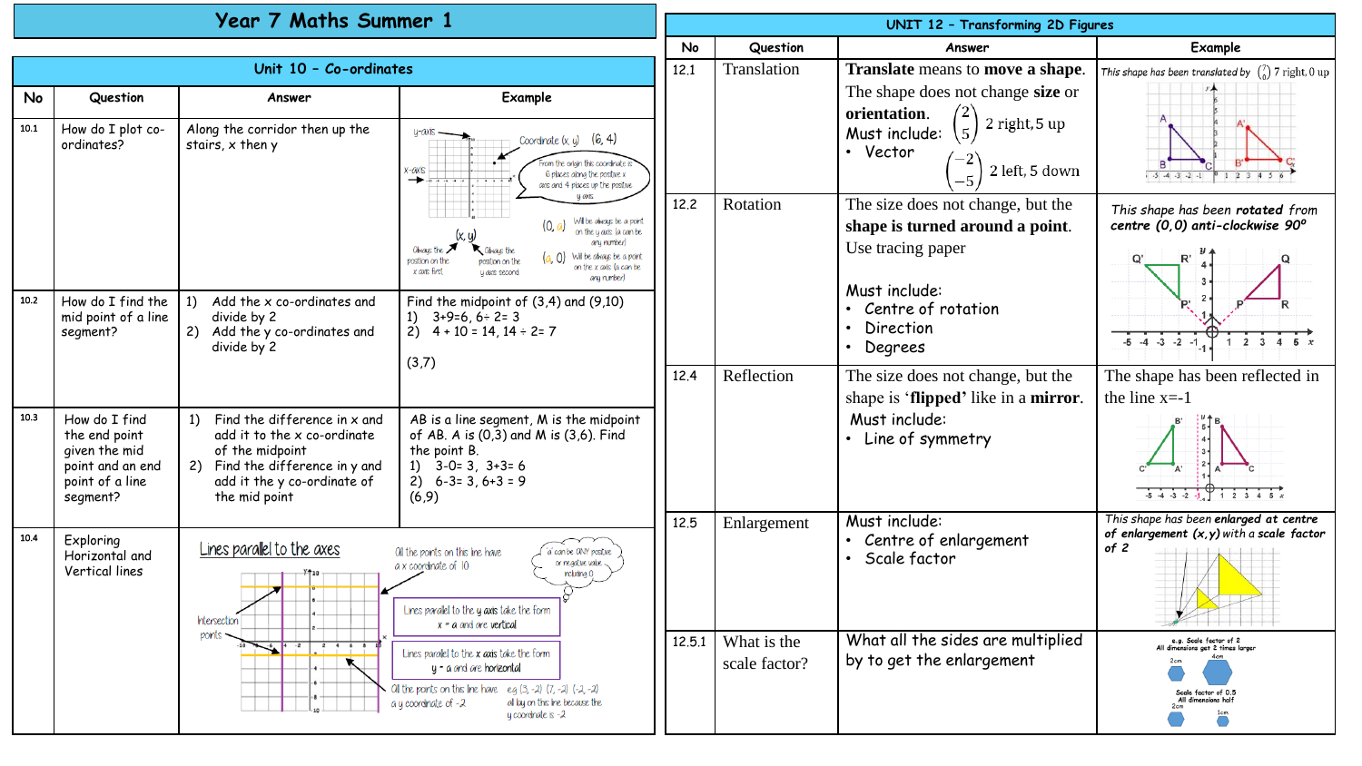# Year 7 Maths Summer 1

## Unit 10 – Co-ordinates

| No | Question | Answer | Example |
|---|---|---|---|
| 10.1 | How do I plot co-ordinates? | Along the corridor then up the stairs, x then y | y-axis, x-axis. Coordinate (x, y) (6, 4). From the origin this coordinate is 6 places along the positive x axis and 4 places up the positive y axis. (x, y): Always the position on the x axis first; Always the position on the y axis second. (0, a) Will be always be a point on the y axis (a can be any number). (a, 0) Will be always be a point on the x axis (a can be any number) |
| 10.2 | How do I find the mid point of a line segment? | 1) Add the x co-ordinates and divide by 2<br>2) Add the y co-ordinates and divide by 2 | Find the midpoint of (3,4) and (9,10)<br>1) 3+9=6, 6÷ 2= 3<br>2) 4 + 10 = 14, 14 ÷ 2= 7<br><br>(3,7) |
| 10.3 | How do I find the end point given the mid point and an end point of a line segment? | 1) Find the difference in x and add it to the x co-ordinate of the midpoint<br>2) Find the difference in y and add it to the y co-ordinate of the mid point | AB is a line segment, M is the midpoint of AB. A is (0,3) and M is (3,6). Find the point B.<br>1) 3-0= 3, 3+3= 6<br>2) 6-3= 3, 6+3 = 9<br>(6,9) |
| 10.4 | Exploring Horizontal and Vertical lines | | Lines parallel to the axes. Intersection points. All the points on this line have a x coordinate of 10. 'a' can be ONLY positive or negative value including 0. Lines parallel to the y axis take the form x = a and are vertical. Lines parallel to the x axis take the form y = a and are horizontal. All the points on this line have a y coordinate of -2. eg (3, -2) (7, -2) (-2, -2) all lay on this line because the y coordinate is -2 |

## UNIT 12 – Transforming 2D Figures

| No | Question | Answer | Example |
|---|---|---|---|
| 12.1 | Translation | **Translate** means to **move a shape**. The shape does not change **size** or **orientation**.<br>Must include:<br>• Vector<br>$\begin{pmatrix}2\\5\end{pmatrix}$ 2 right, 5 up<br>$\begin{pmatrix}-2\\-5\end{pmatrix}$ 2 left, 5 down | This shape has been translated by $\begin{pmatrix}7\\0\end{pmatrix}$ 7 right, 0 up |
| 12.2 | Rotation | The size does not change, but the **shape is turned around a point.**<br>Use tracing paper<br><br>Must include:<br>• Centre of rotation<br>• Direction<br>• Degrees | *This shape has been **rotated** from **centre (0,0) anti-clockwise 90°*** |
| 12.4 | Reflection | The size does not change, but the shape is '**flipped**' like in a **mirror**.<br>Must include:<br>• Line of symmetry | The shape has been reflected in the line x=-1 |
| 12.5 | Enlargement | Must include:<br>• Centre of enlargement<br>• Scale factor | *This shape has been **enlarged** at **centre of enlargement (x,y)** with a **scale factor** of 2* |
| 12.5.1 | What is the scale factor? | What all the sides are multiplied by to get the enlargement | e.g. Scale factor of 2: All dimensions get 2 times larger (2cm → 4cm)<br>Scale factor of 0.5: All dimensions half (2cm → 1cm) |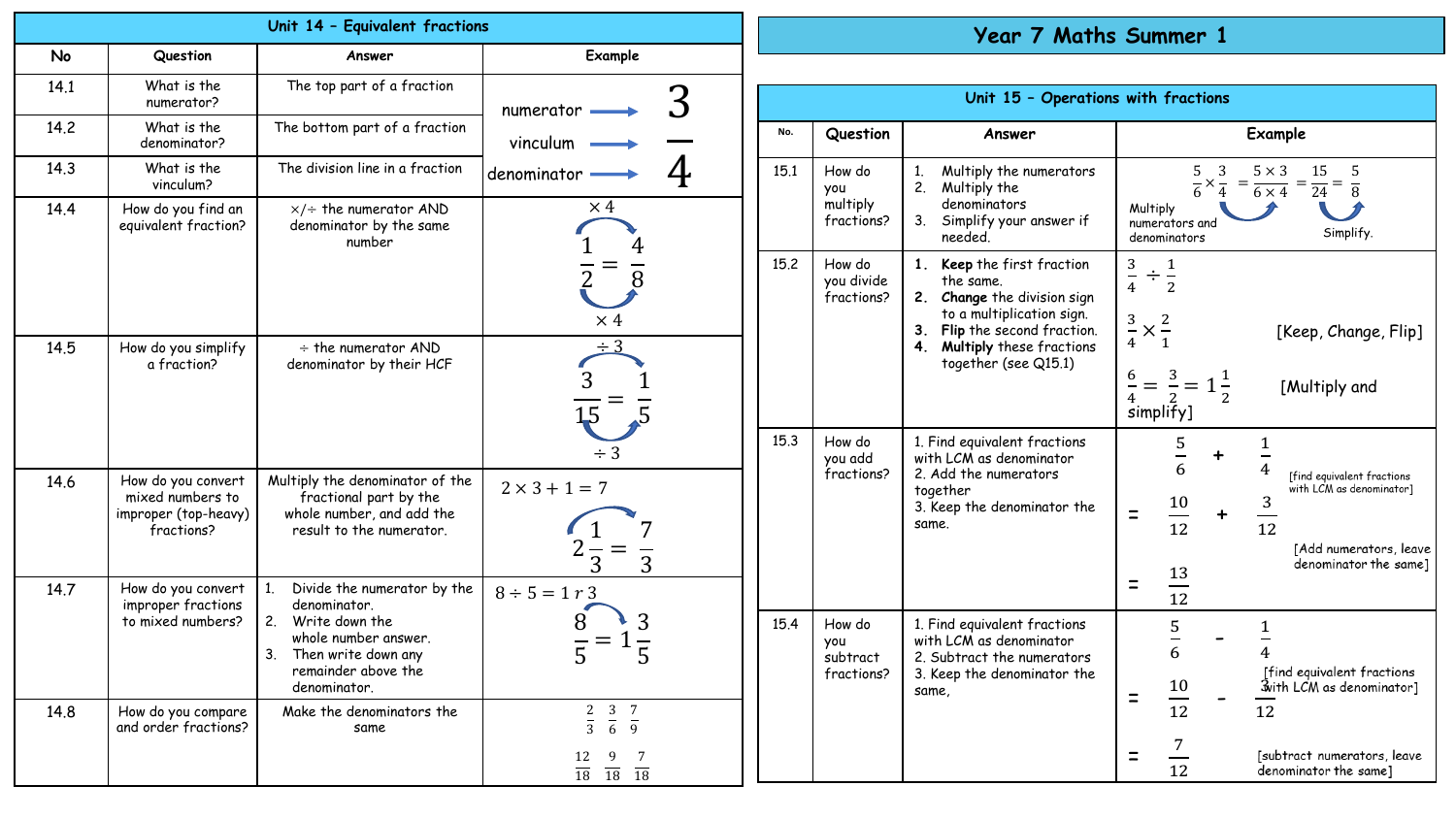## Year 7 Maths Summer 1

### Unit 14 – Equivalent fractions

| No | Question | Answer | Example |
|---|---|---|---|
| 14.1 | What is the numerator? | The top part of a fraction | numerator → 3 |
| 14.2 | What is the denominator? | The bottom part of a fraction | denominator → 4 |
| 14.3 | What is the vinculum? | The division line in a fraction | vinculum → $\frac{3}{4}$ |
| 14.4 | How do you find an equivalent fraction? | ×/÷ the numerator AND denominator by the same number | $\frac{1}{2} = \frac{4}{8}$ (× 4, × 4) |
| 14.5 | How do you simplify a fraction? | ÷ the numerator AND denominator by their HCF | $\frac{3}{15} = \frac{1}{5}$ (÷ 3, ÷ 3) |
| 14.6 | How do you convert mixed numbers to improper (top-heavy) fractions? | Multiply the denominator of the fractional part by the whole number, and add the result to the numerator. | $2 \times 3 + 1 = 7$ <br> $2\frac{1}{3} = \frac{7}{3}$ |
| 14.7 | How do you convert improper fractions to mixed numbers? | 1. Divide the numerator by the denominator. 2. Write down the whole number answer. 3. Then write down any remainder above the denominator. | $8 \div 5 = 1\ r\ 3$ <br> $\frac{8}{5} = 1\frac{3}{5}$ |
| 14.8 | How do you compare and order fractions? | Make the denominators the same | $\frac{2}{3}$ $\frac{3}{6}$ $\frac{7}{9}$ <br> $\frac{12}{18}$ $\frac{9}{18}$ $\frac{7}{18}$ |

### Unit 15 – Operations with fractions

| No. | Question | Answer | Example |
|---|---|---|---|
| 15.1 | How do you multiply fractions? | 1. Multiply the numerators 2. Multiply the denominators 3. Simplify your answer if needed. | $\frac{5}{6} \times \frac{3}{4} = \frac{5 \times 3}{6 \times 4} = \frac{15}{24} = \frac{5}{8}$ <br> Multiply numerators and denominators; Simplify. |
| 15.2 | How do you divide fractions? | 1. **Keep** the first fraction the same. 2. **Change** the division sign to a multiplication sign. 3. **Flip** the second fraction. 4. **Multiply** these fractions together (see Q15.1) | $\frac{3}{4} \div \frac{1}{2}$ <br> $\frac{3}{4} \times \frac{2}{1}$ [Keep, Change, Flip] <br> $\frac{6}{4} = \frac{3}{2} = 1\frac{1}{2}$ [Multiply and simplify] |
| 15.3 | How do you add fractions? | 1. Find equivalent fractions with LCM as denominator 2. Add the numerators together 3. Keep the denominator the same. | $\frac{5}{6} + \frac{1}{4}$ [find equivalent fractions with LCM as denominator] <br> $= \frac{10}{12} + \frac{3}{12}$ [Add numerators, leave denominator the same] <br> $= \frac{13}{12}$ |
| 15.4 | How do you subtract fractions? | 1. Find equivalent fractions with LCM as denominator 2. Subtract the numerators 3. Keep the denominator the same, | $\frac{5}{6} - \frac{1}{4}$ [find equivalent fractions with LCM as denominator] <br> $= \frac{10}{12} - \frac{3}{12}$ <br> $= \frac{7}{12}$ [subtract numerators, leave denominator the same] |